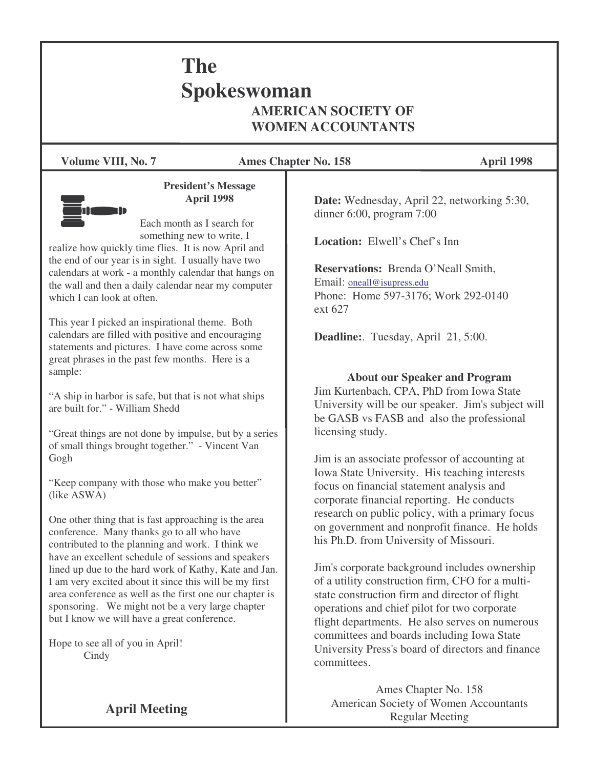# The Spokeswoman

## AMERICAN SOCIETY OF WOMEN ACCOUNTANTS

**Volume VIII, No. 7** | **Ames Chapter No. 158** | **April 1998**

### President's Message
### April 1998

Each month as I search for something new to write, I realize how quickly time flies. It is now April and the end of our year is in sight. I usually have two calendars at work - a monthly calendar that hangs on the wall and then a daily calendar near my computer which I can look at often.

This year I picked an inspirational theme. Both calendars are filled with positive and encouraging statements and pictures. I have come across some great phrases in the past few months. Here is a sample:

"A ship in harbor is safe, but that is not what ships are built for." - William Shedd

"Great things are not done by impulse, but by a series of small things brought together." - Vincent Van Gogh

"Keep company with those who make you better" (like ASWA)

One other thing that is fast approaching is the area conference. Many thanks go to all who have contributed to the planning and work. I think we have an excellent schedule of sessions and speakers lined up due to the hard work of Kathy, Kate and Jan. I am very excited about it since this will be my first area conference as well as the first one our chapter is sponsoring. We might not be a very large chapter but I know we will have a great conference.

Hope to see all of you in April!
Cindy

## April Meeting

**Date:** Wednesday, April 22, networking 5:30, dinner 6:00, program 7:00

**Location:** Elwell's Chef's Inn

**Reservations:** Brenda O'Neall Smith,
Email: oneall@isupress.edu
Phone: Home 597-3176; Work 292-0140 ext 627

**Deadline:**. Tuesday, April 21, 5:00.

### About our Speaker and Program

Jim Kurtenbach, CPA, PhD from Iowa State University will be our speaker. Jim's subject will be GASB vs FASB and also the professional licensing study.

Jim is an associate professor of accounting at Iowa State University. His teaching interests focus on financial statement analysis and corporate financial reporting. He conducts research on public policy, with a primary focus on government and nonprofit finance. He holds his Ph.D. from University of Missouri.

Jim's corporate background includes ownership of a utility construction firm, CFO for a multi-state construction firm and director of flight operations and chief pilot for two corporate flight departments. He also serves on numerous committees and boards including Iowa State University Press's board of directors and finance committees.

Ames Chapter No. 158
American Society of Women Accountants
Regular Meeting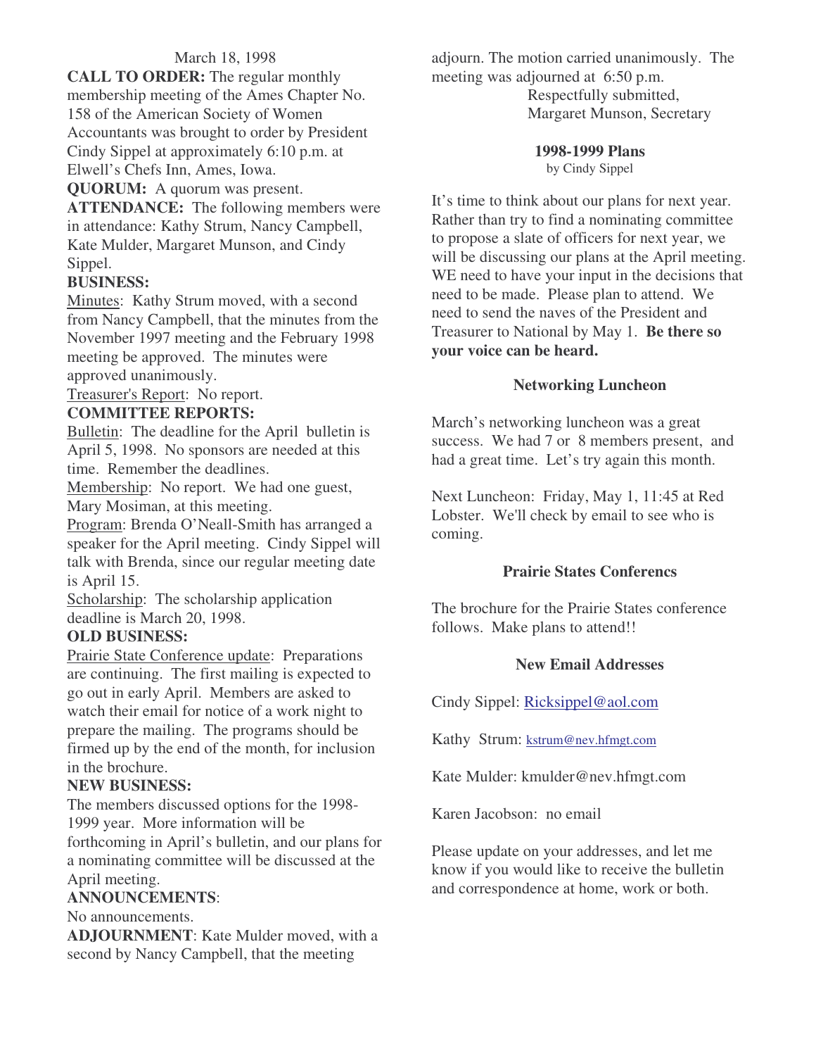March 18, 1998

**CALL TO ORDER:** The regular monthly membership meeting of the Ames Chapter No. 158 of the American Society of Women Accountants was brought to order by President Cindy Sippel at approximately 6:10 p.m. at Elwell's Chefs Inn, Ames, Iowa.

**QUORUM:** A quorum was present.

**ATTENDANCE:** The following members were in attendance: Kathy Strum, Nancy Campbell, Kate Mulder, Margaret Munson, and Cindy Sippel.

**BUSINESS:**

Minutes: Kathy Strum moved, with a second from Nancy Campbell, that the minutes from the November 1997 meeting and the February 1998 meeting be approved. The minutes were approved unanimously.

Treasurer's Report: No report.

**COMMITTEE REPORTS:**

Bulletin: The deadline for the April bulletin is April 5, 1998. No sponsors are needed at this time. Remember the deadlines.

Membership: No report. We had one guest, Mary Mosiman, at this meeting.

Program: Brenda O'Neall-Smith has arranged a speaker for the April meeting. Cindy Sippel will talk with Brenda, since our regular meeting date is April 15.

Scholarship: The scholarship application deadline is March 20, 1998.

**OLD BUSINESS:**

Prairie State Conference update: Preparations are continuing. The first mailing is expected to go out in early April. Members are asked to watch their email for notice of a work night to prepare the mailing. The programs should be firmed up by the end of the month, for inclusion in the brochure.

**NEW BUSINESS:**

The members discussed options for the 1998-1999 year. More information will be forthcoming in April's bulletin, and our plans for a nominating committee will be discussed at the April meeting.

**ANNOUNCEMENTS**:

No announcements.

**ADJOURNMENT**: Kate Mulder moved, with a second by Nancy Campbell, that the meeting adjourn. The motion carried unanimously. The meeting was adjourned at 6:50 p.m.

Respectfully submitted,
Margaret Munson, Secretary

### 1998-1999 Plans

by Cindy Sippel

It's time to think about our plans for next year. Rather than try to find a nominating committee to propose a slate of officers for next year, we will be discussing our plans at the April meeting. WE need to have your input in the decisions that need to be made. Please plan to attend. We need to send the naves of the President and Treasurer to National by May 1. **Be there so your voice can be heard.**

### Networking Luncheon

March's networking luncheon was a great success. We had 7 or 8 members present, and had a great time. Let's try again this month.

Next Luncheon: Friday, May 1, 11:45 at Red Lobster. We'll check by email to see who is coming.

### Prairie States Conferencs

The brochure for the Prairie States conference follows. Make plans to attend!!

### New Email Addresses

Cindy Sippel: Ricksippel@aol.com

Kathy Strum: kstrum@nev.hfmgt.com

Kate Mulder: kmulder@nev.hfmgt.com

Karen Jacobson: no email

Please update on your addresses, and let me know if you would like to receive the bulletin and correspondence at home, work or both.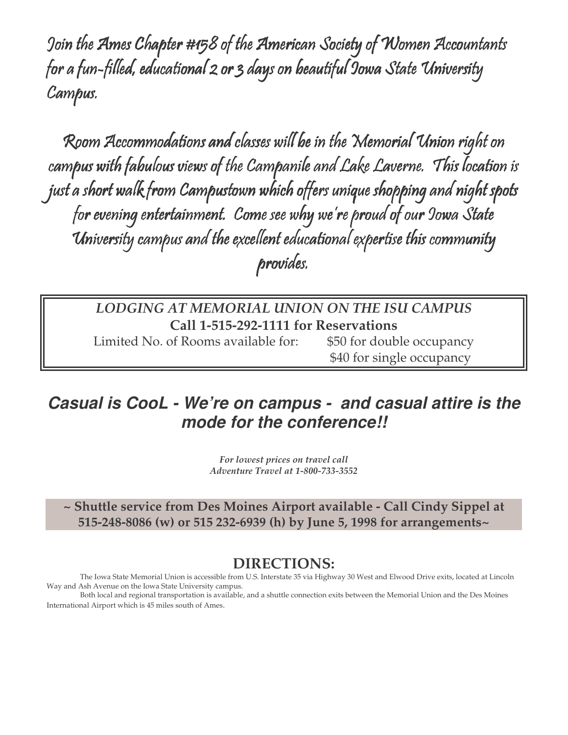Join the Ames Chapter #158 of the American Society of Women Accountants for a fun-filled, educational 2 or 3 days on beautiful Iowa State University Campus.

Room Accommodations and classes will be in the Memorial Union right on campus with fabulous views of the Campanile and Lake Laverne. This location is just a short walk from Campustown which offers unique shopping and night spots for evening entertainment. Come see why we're proud of our Iowa State University campus and the excellent educational expertise this community provides.

***LODGING AT MEMORIAL UNION ON THE ISU CAMPUS***

**Call 1-515-292-1111 for Reservations**

Limited No. of Rooms available for: $50 for double occupancy
$40 for single occupancy

## *Casual is CooL - We're on campus - and casual attire is the mode for the conference!!*

*For lowest prices on travel call*
*Adventure Travel at 1-800-733-3552*

**~ Shuttle service from Des Moines Airport available - Call Cindy Sippel at 515-248-8086 (w) or 515 232-6939 (h) by June 5, 1998 for arrangements~**

## DIRECTIONS:

The Iowa State Memorial Union is accessible from U.S. Interstate 35 via Highway 30 West and Elwood Drive exits, located at Lincoln Way and Ash Avenue on the Iowa State University campus.

Both local and regional transportation is available, and a shuttle connection exits between the Memorial Union and the Des Moines International Airport which is 45 miles south of Ames.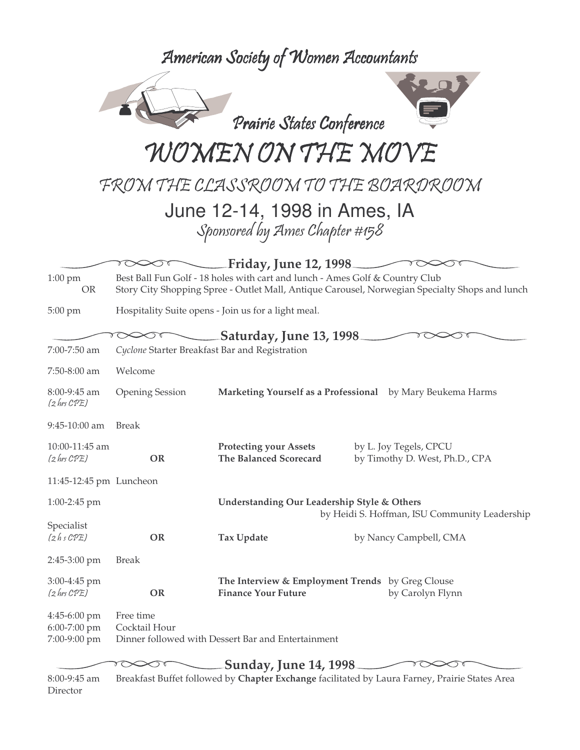# American Society of Women Accountants

## Prairie States Conference

# WOMEN ON THE MOVE

## FROM THE CLASSROOM TO THE BOARDROOM

### June 12-14, 1998 in Ames, IA

*Sponsored by Ames Chapter #158*

## Friday, June 12, 1998

1:00 pm — Best Ball Fun Golf - 18 holes with cart and lunch - Ames Golf & Country Club
OR — Story City Shopping Spree - Outlet Mall, Antique Carousel, Norwegian Specialty Shops and lunch

5:00 pm — Hospitality Suite opens - Join us for a light meal.

## Saturday, June 13, 1998

| Time | | Session | Speaker |
|---|---|---|---|
| 7:00-7:50 am | *Cyclone* Starter Breakfast Bar and Registration | | |
| 7:50-8:00 am | Welcome | | |
| 8:00-9:45 am *(2 hrs CPE)* | Opening Session | **Marketing Yourself as a Professional** | by Mary Beukema Harms |
| 9:45-10:00 am | Break | | |
| 10:00-11:45 am *(2 hrs CPE)* | | **Protecting your Assets** | by L. Joy Tegels, CPCU |
| | **OR** | **The Balanced Scorecard** | by Timothy D. West, Ph.D., CPA |
| 11:45-12:45 pm | Luncheon | | |
| 1:00-2:45 pm *(2 hrs CPE)* | | **Understanding Our Leadership Style & Others** | by Heidi S. Hoffman, ISU Community Leadership Specialist |
| | **OR** | **Tax Update** | by Nancy Campbell, CMA |
| 2:45-3:00 pm | Break | | |
| 3:00-4:45 pm *(2 hrs CPE)* | | **The Interview & Employment Trends** | by Greg Clouse |
| | **OR** | **Finance Your Future** | by Carolyn Flynn |
| 4:45-6:00 pm | Free time | | |
| 6:00-7:00 pm | Cocktail Hour | | |
| 7:00-9:00 pm | Dinner followed with Dessert Bar and Entertainment | | |

## Sunday, June 14, 1998

8:00-9:45 am — Breakfast Buffet followed by **Chapter Exchange** facilitated by Laura Farney, Prairie States Area Director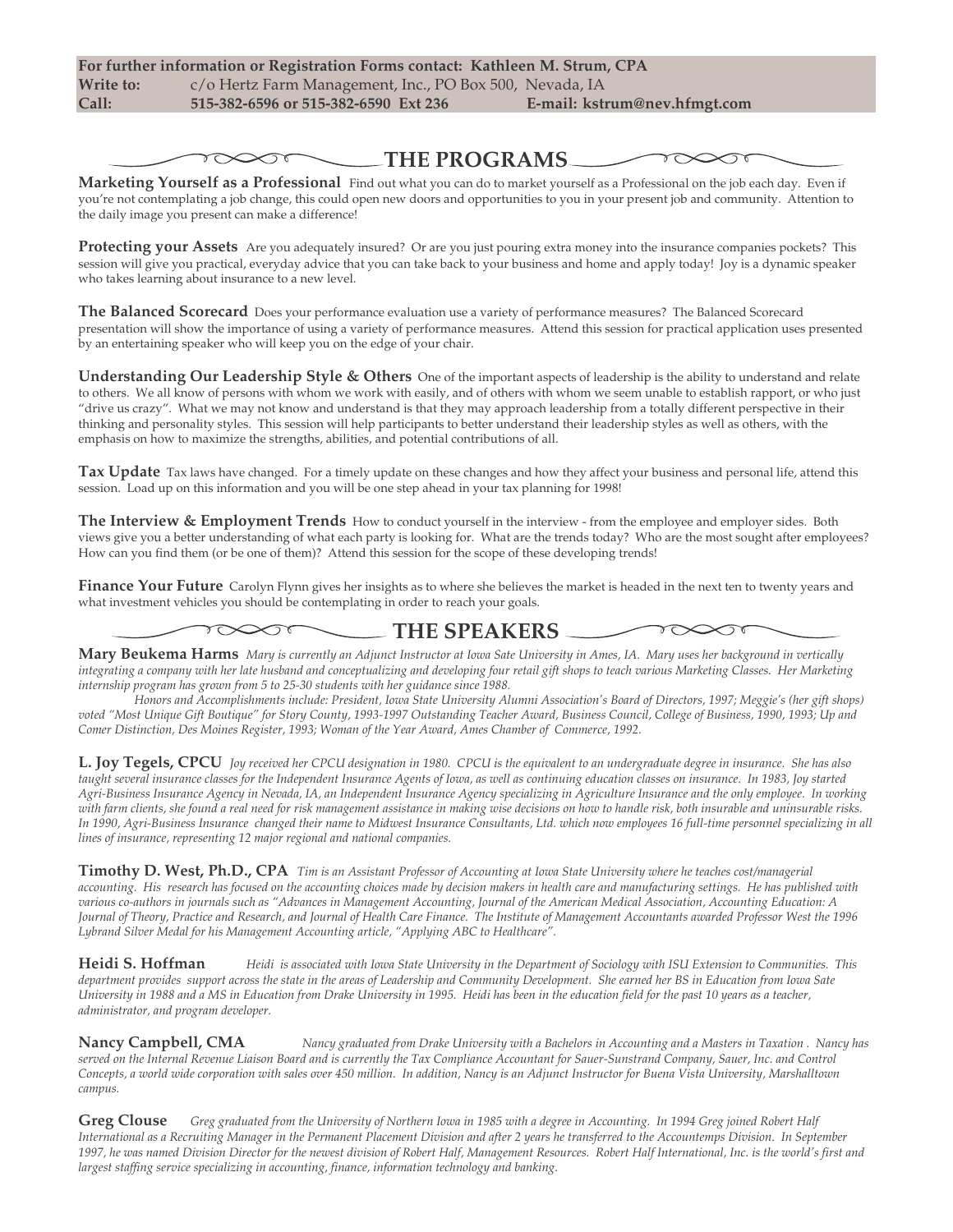**For further information or Registration Forms contact: Kathleen M. Strum, CPA**
**Write to:** c/o Hertz Farm Management, Inc., PO Box 500, Nevada, IA
**Call:** 515-382-6596 or 515-382-6590 Ext 236 **E-mail: kstrum@nev.hfmgt.com**

## THE PROGRAMS

**Marketing Yourself as a Professional** Find out what you can do to market yourself as a Professional on the job each day. Even if you're not contemplating a job change, this could open new doors and opportunities to you in your present job and community. Attention to the daily image you present can make a difference!

**Protecting your Assets** Are you adequately insured? Or are you just pouring extra money into the insurance companies pockets? This session will give you practical, everyday advice that you can take back to your business and home and apply today! Joy is a dynamic speaker who takes learning about insurance to a new level.

**The Balanced Scorecard** Does your performance evaluation use a variety of performance measures? The Balanced Scorecard presentation will show the importance of using a variety of performance measures. Attend this session for practical application uses presented by an entertaining speaker who will keep you on the edge of your chair.

**Understanding Our Leadership Style & Others** One of the important aspects of leadership is the ability to understand and relate to others. We all know of persons with whom we work with easily, and of others with whom we seem unable to establish rapport, or who just "drive us crazy". What we may not know and understand is that they may approach leadership from a totally different perspective in their thinking and personality styles. This session will help participants to better understand their leadership styles as well as others, with the emphasis on how to maximize the strengths, abilities, and potential contributions of all.

**Tax Update** Tax laws have changed. For a timely update on these changes and how they affect your business and personal life, attend this session. Load up on this information and you will be one step ahead in your tax planning for 1998!

**The Interview & Employment Trends** How to conduct yourself in the interview - from the employee and employer sides. Both views give you a better understanding of what each party is looking for. What are the trends today? Who are the most sought after employees? How can you find them (or be one of them)? Attend this session for the scope of these developing trends!

**Finance Your Future** Carolyn Flynn gives her insights as to where she believes the market is headed in the next ten to twenty years and what investment vehicles you should be contemplating in order to reach your goals.

## THE SPEAKERS

**Mary Beukema Harms** *Mary is currently an Adjunct Instructor at Iowa Sate University in Ames, IA. Mary uses her background in vertically integrating a company with her late husband and conceptualizing and developing four retail gift shops to teach various Marketing Classes. Her Marketing internship program has grown from 5 to 25-30 students with her guidance since 1988.*

*Honors and Accomplishments include: President, Iowa State University Alumni Association's Board of Directors, 1997; Meggie's (her gift shops) voted "Most Unique Gift Boutique" for Story County, 1993-1997 Outstanding Teacher Award, Business Council, College of Business, 1990, 1993; Up and Comer Distinction, Des Moines Register, 1993; Woman of the Year Award, Ames Chamber of Commerce, 1992.*

**L. Joy Tegels, CPCU** *Joy received her CPCU designation in 1980. CPCU is the equivalent to an undergraduate degree in insurance. She has also taught several insurance classes for the Independent Insurance Agents of Iowa, as well as continuing education classes on insurance. In 1983, Joy started Agri-Business Insurance Agency in Nevada, IA, an Independent Insurance Agency specializing in Agriculture Insurance and the only employee. In working with farm clients, she found a real need for risk management assistance in making wise decisions on how to handle risk, both insurable and uninsurable risks. In 1990, Agri-Business Insurance changed their name to Midwest Insurance Consultants, Ltd. which now employees 16 full-time personnel specializing in all lines of insurance, representing 12 major regional and national companies.*

**Timothy D. West, Ph.D., CPA** *Tim is an Assistant Professor of Accounting at Iowa State University where he teaches cost/managerial accounting. His research has focused on the accounting choices made by decision makers in health care and manufacturing settings. He has published with various co-authors in journals such as "Advances in Management Accounting, Journal of the American Medical Association, Accounting Education: A Journal of Theory, Practice and Research, and Journal of Health Care Finance. The Institute of Management Accountants awarded Professor West the 1996 Lybrand Silver Medal for his Management Accounting article, "Applying ABC to Healthcare".*

**Heidi S. Hoffman** *Heidi is associated with Iowa State University in the Department of Sociology with ISU Extension to Communities. This department provides support across the state in the areas of Leadership and Community Development. She earned her BS in Education from Iowa Sate University in 1988 and a MS in Education from Drake University in 1995. Heidi has been in the education field for the past 10 years as a teacher, administrator, and program developer.*

**Nancy Campbell, CMA** *Nancy graduated from Drake University with a Bachelors in Accounting and a Masters in Taxation . Nancy has served on the Internal Revenue Liaison Board and is currently the Tax Compliance Accountant for Sauer-Sunstrand Company, Sauer, Inc. and Control Concepts, a world wide corporation with sales over 450 million. In addition, Nancy is an Adjunct Instructor for Buena Vista University, Marshalltown campus.*

**Greg Clouse** *Greg graduated from the University of Northern Iowa in 1985 with a degree in Accounting. In 1994 Greg joined Robert Half International as a Recruiting Manager in the Permanent Placement Division and after 2 years he transferred to the Accountemps Division. In September 1997, he was named Division Director for the newest division of Robert Half, Management Resources. Robert Half International, Inc. is the world's first and largest staffing service specializing in accounting, finance, information technology and banking.*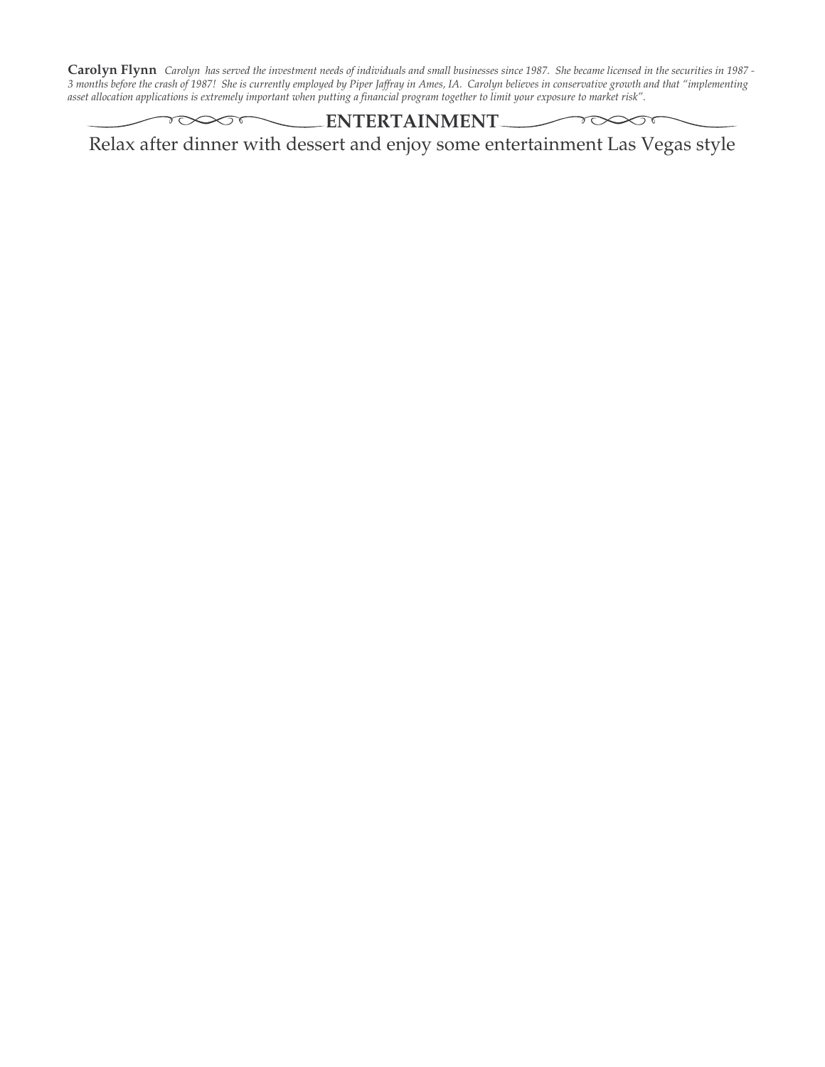**Carolyn Flynn** *Carolyn has served the investment needs of individuals and small businesses since 1987. She became licensed in the securities in 1987 - 3 months before the crash of 1987! She is currently employed by Piper Jaffray in Ames, IA. Carolyn believes in conservative growth and that "implementing asset allocation applications is extremely important when putting a financial program together to limit your exposure to market risk".*

## ENTERTAINMENT

Relax after dinner with dessert and enjoy some entertainment Las Vegas style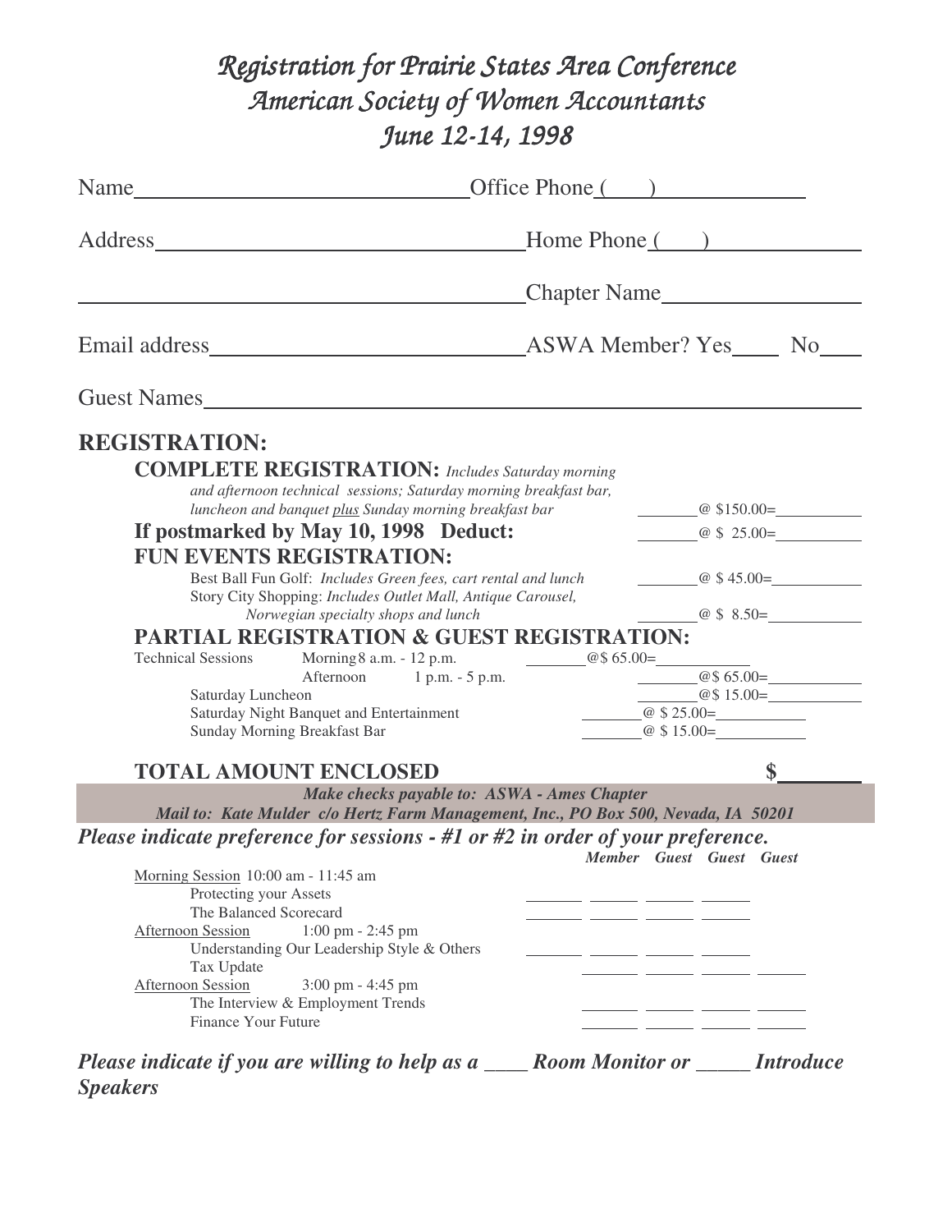# *Registration for Prairie States Area Conference*
# *American Society of Women Accountants*
# *June 12-14, 1998*

Name_____________________________ Office Phone (___)____________

Address________________________________ Home Phone (___)____________

________________________________________ Chapter Name________________

Email address___________________________ ASWA Member? Yes____ No____

Guest Names___________________________________________________________

## REGISTRATION:

**COMPLETE REGISTRATION:** *Includes Saturday morning and afternoon technical sessions; Saturday morning breakfast bar, luncheon and banquet plus Sunday morning breakfast bar* _______ @ $150.00= __________

**If postmarked by May 10, 1998 Deduct:** _______ @ $ 25.00= __________

**FUN EVENTS REGISTRATION:**

Best Ball Fun Golf: *Includes Green fees, cart rental and lunch* _______ @ $ 45.00= __________

Story City Shopping: *Includes Outlet Mall, Antique Carousel, Norwegian specialty shops and lunch* _______ @ $ 8.50= __________

**PARTIAL REGISTRATION & GUEST REGISTRATION:**

Technical Sessions Morning 8 a.m. - 12 p.m. _______ @$ 65.00= __________

Afternoon 1 p.m. - 5 p.m. _______ @$ 65.00= __________

Saturday Luncheon _______ @$ 15.00= __________

Saturday Night Banquet and Entertainment _______ @ $ 25.00= __________

Sunday Morning Breakfast Bar _______ @ $ 15.00= __________

**TOTAL AMOUNT ENCLOSED** **$_______**

***Make checks payable to: ASWA - Ames Chapter***

***Mail to: Kate Mulder c/o Hertz Farm Management, Inc., PO Box 500, Nevada, IA 50201***

***Please indicate preference for sessions - #1 or #2 in order of your preference.***

| | Member | Guest | Guest | Guest |
|---|---|---|---|---|
| Morning Session 10:00 am - 11:45 am | | | | |
| Protecting your Assets | ____ | ____ | ____ | ____ |
| The Balanced Scorecard | ____ | ____ | ____ | ____ |
| Afternoon Session 1:00 pm - 2:45 pm | | | | |
| Understanding Our Leadership Style & Others | ____ | ____ | ____ | ____ |
| Tax Update | ____ | ____ | ____ | ____ |
| Afternoon Session 3:00 pm - 4:45 pm | | | | |
| The Interview & Employment Trends | ____ | ____ | ____ | ____ |
| Finance Your Future | ____ | ____ | ____ | ____ |

***Please indicate if you are willing to help as a ____ Room Monitor or _____ Introduce Speakers***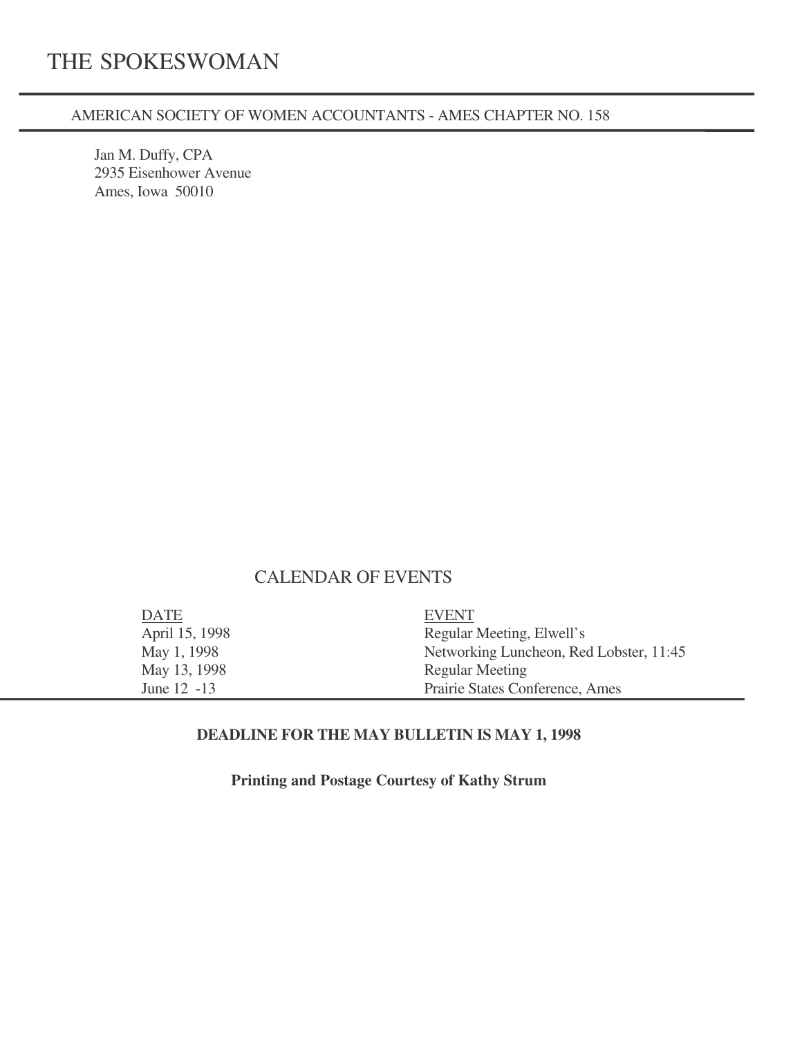# THE SPOKESWOMAN

AMERICAN SOCIETY OF WOMEN ACCOUNTANTS - AMES CHAPTER NO. 158

Jan M. Duffy, CPA
2935 Eisenhower Avenue
Ames, Iowa 50010

## CALENDAR OF EVENTS

| DATE | EVENT |
|---|---|
| April 15, 1998 | Regular Meeting, Elwell's |
| May 1, 1998 | Networking Luncheon, Red Lobster, 11:45 |
| May 13, 1998 | Regular Meeting |
| June 12 -13 | Prairie States Conference, Ames |

**DEADLINE FOR THE MAY BULLETIN IS MAY 1, 1998**

**Printing and Postage Courtesy of Kathy Strum**